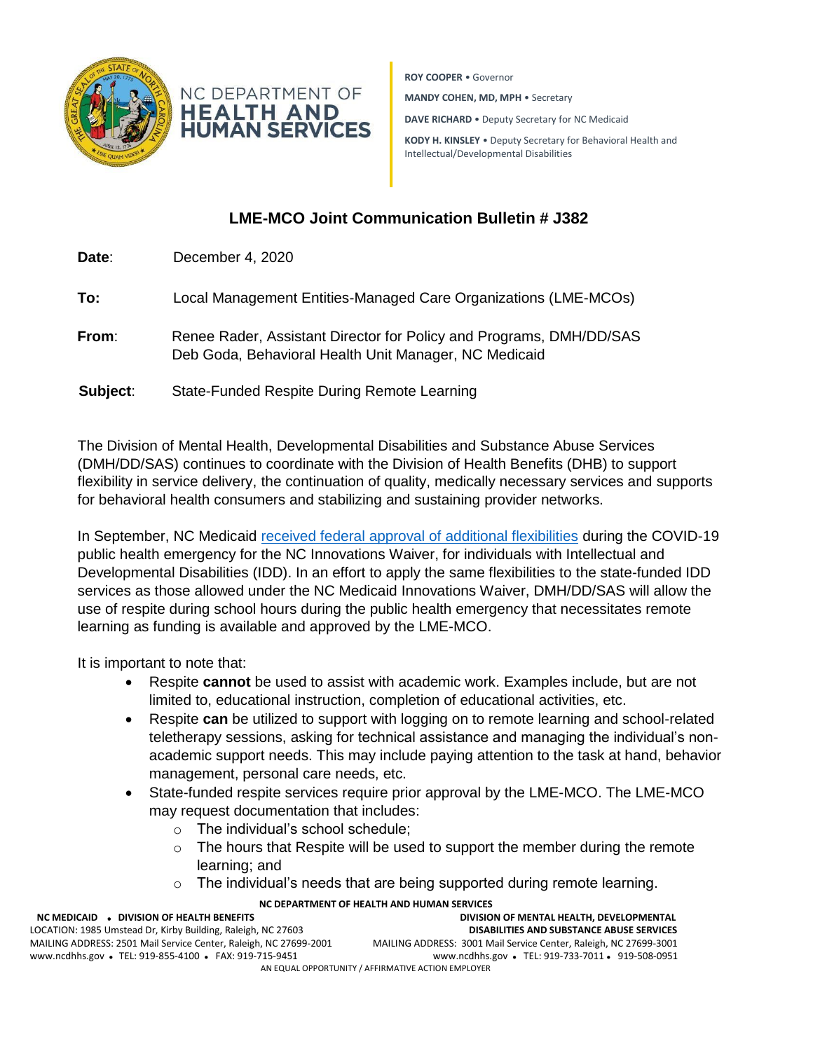NC DEPARTMENT OF HEALTH AND HUMAN SERVICES

**ROY COOPER** • Governor

**MANDY COHEN, MD, MPH** • Secretary

**DAVE RICHARD** • Deputy Secretary for NC Medicaid

**KODY H. KINSLEY** • Deputy Secretary for Behavioral Health and Intellectual/Developmental Disabilities

## LME-MCO Joint Communication Bulletin # J382

**Date**: December 4, 2020

**To:** Local Management Entities-Managed Care Organizations (LME-MCOs)

**From**: Renee Rader, Assistant Director for Policy and Programs, DMH/DD/SAS
Deb Goda, Behavioral Health Unit Manager, NC Medicaid

**Subject**: State-Funded Respite During Remote Learning

The Division of Mental Health, Developmental Disabilities and Substance Abuse Services (DMH/DD/SAS) continues to coordinate with the Division of Health Benefits (DHB) to support flexibility in service delivery, the continuation of quality, medically necessary services and supports for behavioral health consumers and stabilizing and sustaining provider networks.

In September, NC Medicaid received federal approval of additional flexibilities during the COVID-19 public health emergency for the NC Innovations Waiver, for individuals with Intellectual and Developmental Disabilities (IDD). In an effort to apply the same flexibilities to the state-funded IDD services as those allowed under the NC Medicaid Innovations Waiver, DMH/DD/SAS will allow the use of respite during school hours during the public health emergency that necessitates remote learning as funding is available and approved by the LME-MCO.

It is important to note that:

- Respite **cannot** be used to assist with academic work. Examples include, but are not limited to, educational instruction, completion of educational activities, etc.
- Respite **can** be utilized to support with logging on to remote learning and school-related teletherapy sessions, asking for technical assistance and managing the individual's non-academic support needs. This may include paying attention to the task at hand, behavior management, personal care needs, etc.
- State-funded respite services require prior approval by the LME-MCO. The LME-MCO may request documentation that includes:
  - The individual's school schedule;
  - The hours that Respite will be used to support the member during the remote learning; and
  - The individual's needs that are being supported during remote learning.

**NC DEPARTMENT OF HEALTH AND HUMAN SERVICES**

**NC MEDICAID • DIVISION OF HEALTH BENEFITS**
LOCATION: 1985 Umstead Dr, Kirby Building, Raleigh, NC 27603
MAILING ADDRESS: 2501 Mail Service Center, Raleigh, NC 27699-2001
www.ncdhhs.gov • TEL: 919-855-4100 • FAX: 919-715-9451

**DIVISION OF MENTAL HEALTH, DEVELOPMENTAL DISABILITIES AND SUBSTANCE ABUSE SERVICES**
MAILING ADDRESS: 3001 Mail Service Center, Raleigh, NC 27699-3001
www.ncdhhs.gov • TEL: 919-733-7011 • 919-508-0951

AN EQUAL OPPORTUNITY / AFFIRMATIVE ACTION EMPLOYER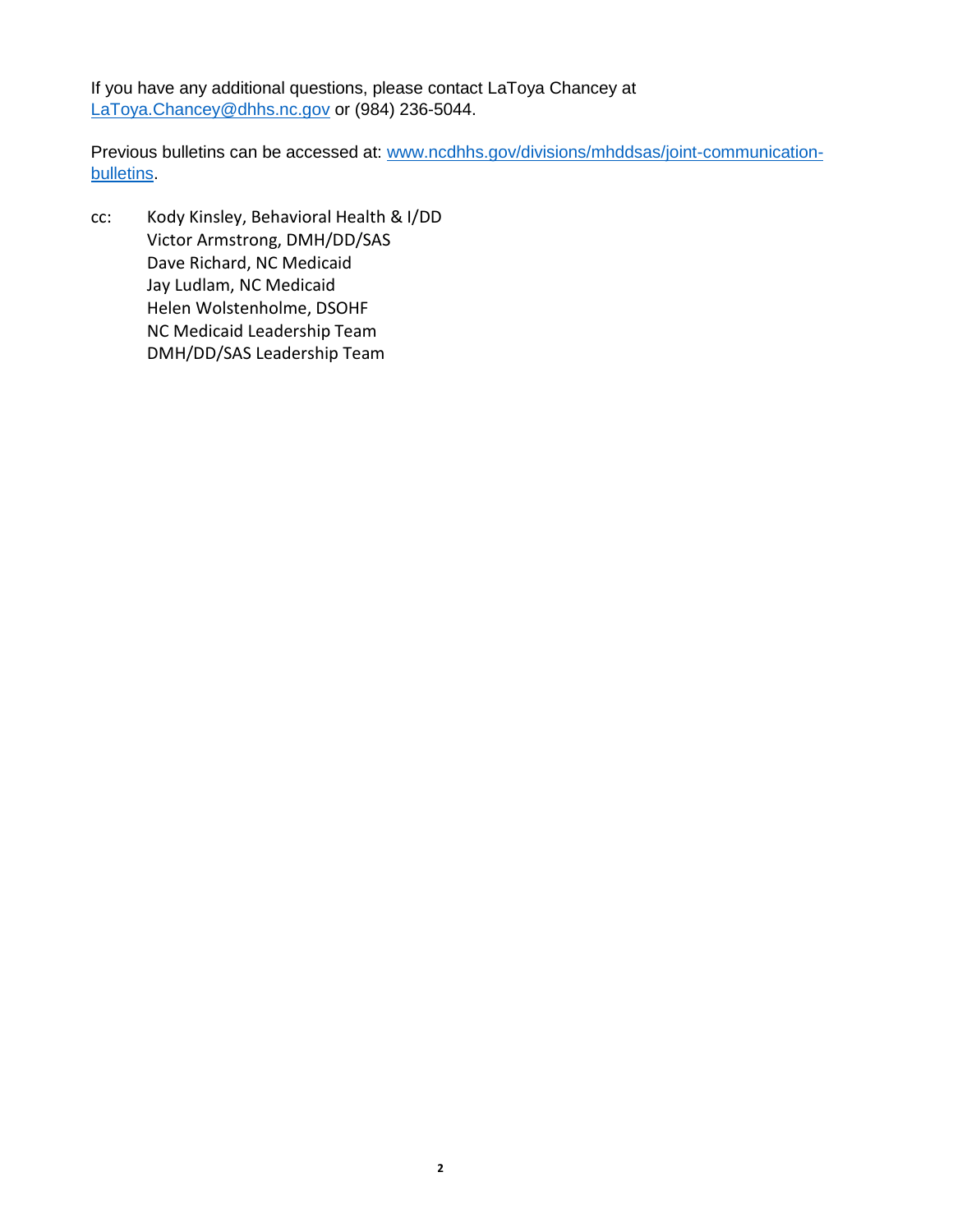If you have any additional questions, please contact LaToya Chancey at [LaToya.Chancey@dhhs.nc.gov](mailto:LaToya.Chancey@dhhs.nc.gov) or (984) 236-5044.

Previous bulletins can be accessed at: [www.ncdhhs.gov/divisions/mhddsas/joint-communication-bulletins](http://www.ncdhhs.gov/divisions/mhddsas/joint-communication-bulletins).

cc: Kody Kinsley, Behavioral Health & I/DD
Victor Armstrong, DMH/DD/SAS
Dave Richard, NC Medicaid
Jay Ludlam, NC Medicaid
Helen Wolstenholme, DSOHF
NC Medicaid Leadership Team
DMH/DD/SAS Leadership Team